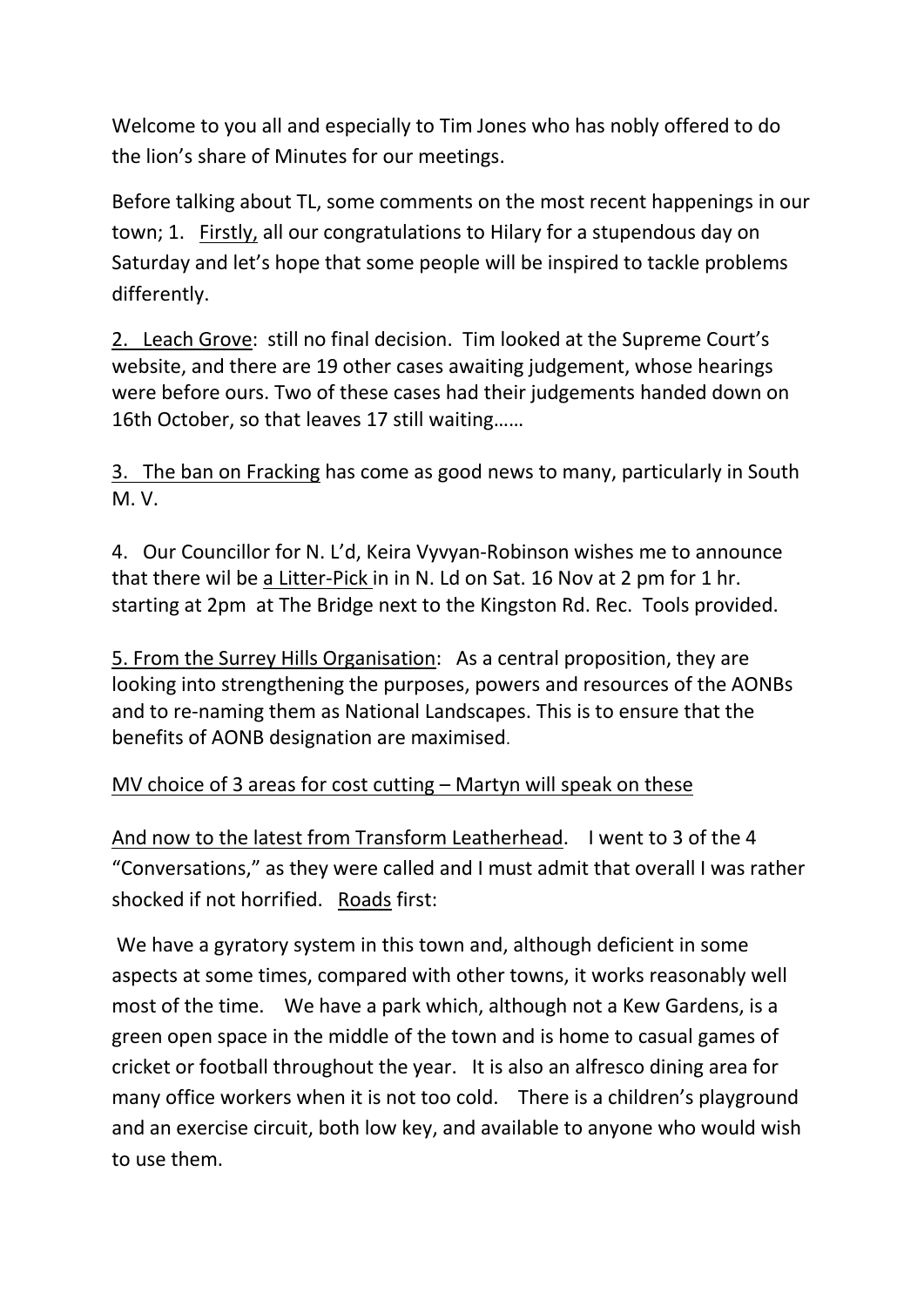Welcome to you all and especially to Tim Jones who has nobly offered to do the lion's share of Minutes for our meetings.

Before talking about TL, some comments on the most recent happenings in our town; 1. <u>Firstly,</u> all our congratulations to Hilary for a stupendous day on Saturday and let's hope that some people will be inspired to tackle problems differently.

<u>2. Leach Grove</u>: still no final decision. Tim looked at the Supreme Court's website, and there are 19 other cases awaiting judgement, whose hearings were before ours. Two of these cases had their judgements handed down on 16th October, so that leaves 17 still waiting……

<u>3. The ban on Fracking</u> has come as good news to many, particularly in South M. V.

4. Our Councillor for N. L'd, Keira Vyvyan-Robinson wishes me to announce that there wil be <u>a Litter-Pick</u> in in N. Ld on Sat. 16 Nov at 2 pm for 1 hr. starting at 2pm at The Bridge next to the Kingston Rd. Rec. Tools provided.

<u>5. From the Surrey Hills Organisation</u>: As a central proposition, they are looking into strengthening the purposes, powers and resources of the AONBs and to re-naming them as National Landscapes. This is to ensure that the benefits of AONB designation are maximised.

<u>MV choice of 3 areas for cost cutting – Martyn will speak on these</u>

<u>And now to the latest from Transform Leatherhead</u>. I went to 3 of the 4 "Conversations," as they were called and I must admit that overall I was rather shocked if not horrified. <u>Roads</u> first:

We have a gyratory system in this town and, although deficient in some aspects at some times, compared with other towns, it works reasonably well most of the time. We have a park which, although not a Kew Gardens, is a green open space in the middle of the town and is home to casual games of cricket or football throughout the year. It is also an alfresco dining area for many office workers when it is not too cold. There is a children's playground and an exercise circuit, both low key, and available to anyone who would wish to use them.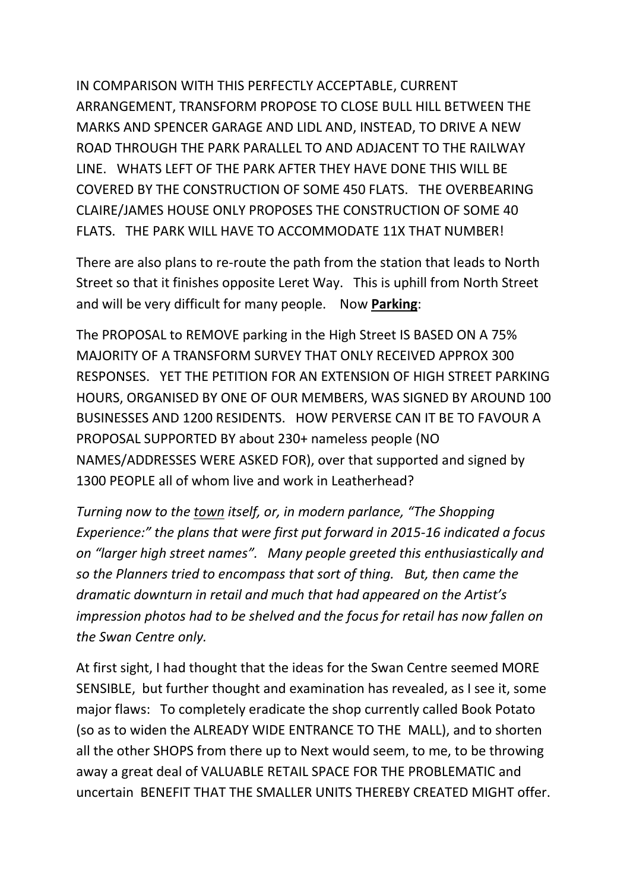IN COMPARISON WITH THIS PERFECTLY ACCEPTABLE, CURRENT ARRANGEMENT, TRANSFORM PROPOSE TO CLOSE BULL HILL BETWEEN THE MARKS AND SPENCER GARAGE AND LIDL AND, INSTEAD, TO DRIVE A NEW ROAD THROUGH THE PARK PARALLEL TO AND ADJACENT TO THE RAILWAY LINE. WHATS LEFT OF THE PARK AFTER THEY HAVE DONE THIS WILL BE COVERED BY THE CONSTRUCTION OF SOME 450 FLATS. THE OVERBEARING CLAIRE/JAMES HOUSE ONLY PROPOSES THE CONSTRUCTION OF SOME 40 FLATS. THE PARK WILL HAVE TO ACCOMMODATE 11X THAT NUMBER!

There are also plans to re-route the path from the station that leads to North Street so that it finishes opposite Leret Way. This is uphill from North Street and will be very difficult for many people. Now **<u>Parking</u>**:

The PROPOSAL to REMOVE parking in the High Street IS BASED ON A 75% MAJORITY OF A TRANSFORM SURVEY THAT ONLY RECEIVED APPROX 300 RESPONSES. YET THE PETITION FOR AN EXTENSION OF HIGH STREET PARKING HOURS, ORGANISED BY ONE OF OUR MEMBERS, WAS SIGNED BY AROUND 100 BUSINESSES AND 1200 RESIDENTS. HOW PERVERSE CAN IT BE TO FAVOUR A PROPOSAL SUPPORTED BY about 230+ nameless people (NO NAMES/ADDRESSES WERE ASKED FOR), over that supported and signed by 1300 PEOPLE all of whom live and work in Leatherhead?

*Turning now to the <u>town</u> itself, or, in modern parlance, "The Shopping Experience:" the plans that were first put forward in 2015-16 indicated a focus on "larger high street names". Many people greeted this enthusiastically and so the Planners tried to encompass that sort of thing. But, then came the dramatic downturn in retail and much that had appeared on the Artist's impression photos had to be shelved and the focus for retail has now fallen on the Swan Centre only.*

At first sight, I had thought that the ideas for the Swan Centre seemed MORE SENSIBLE, but further thought and examination has revealed, as I see it, some major flaws: To completely eradicate the shop currently called Book Potato (so as to widen the ALREADY WIDE ENTRANCE TO THE MALL), and to shorten all the other SHOPS from there up to Next would seem, to me, to be throwing away a great deal of VALUABLE RETAIL SPACE FOR THE PROBLEMATIC and uncertain BENEFIT THAT THE SMALLER UNITS THEREBY CREATED MIGHT offer.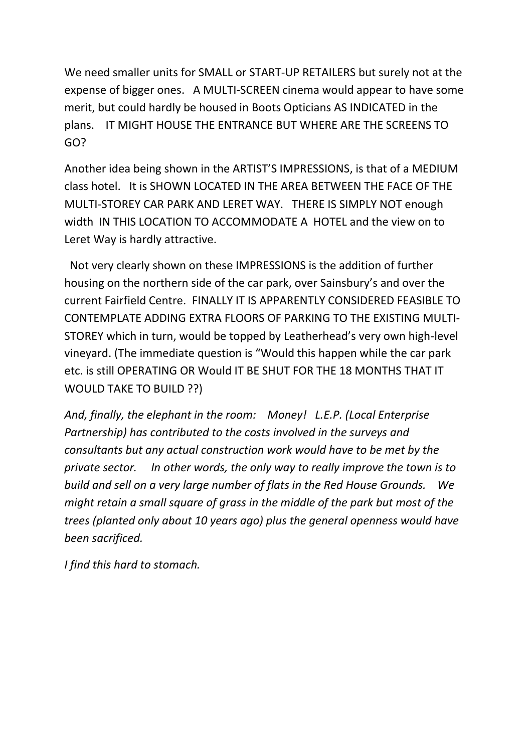We need smaller units for SMALL or START-UP RETAILERS but surely not at the expense of bigger ones. A MULTI-SCREEN cinema would appear to have some merit, but could hardly be housed in Boots Opticians AS INDICATED in the plans. IT MIGHT HOUSE THE ENTRANCE BUT WHERE ARE THE SCREENS TO GO?

Another idea being shown in the ARTIST'S IMPRESSIONS, is that of a MEDIUM class hotel. It is SHOWN LOCATED IN THE AREA BETWEEN THE FACE OF THE MULTI-STOREY CAR PARK AND LERET WAY. THERE IS SIMPLY NOT enough width IN THIS LOCATION TO ACCOMMODATE A HOTEL and the view on to Leret Way is hardly attractive.

Not very clearly shown on these IMPRESSIONS is the addition of further housing on the northern side of the car park, over Sainsbury's and over the current Fairfield Centre. FINALLY IT IS APPARENTLY CONSIDERED FEASIBLE TO CONTEMPLATE ADDING EXTRA FLOORS OF PARKING TO THE EXISTING MULTI-STOREY which in turn, would be topped by Leatherhead's very own high-level vineyard. (The immediate question is "Would this happen while the car park etc. is still OPERATING OR Would IT BE SHUT FOR THE 18 MONTHS THAT IT WOULD TAKE TO BUILD ??)

*And, finally, the elephant in the room: Money! L.E.P. (Local Enterprise Partnership) has contributed to the costs involved in the surveys and consultants but any actual construction work would have to be met by the private sector. In other words, the only way to really improve the town is to build and sell on a very large number of flats in the Red House Grounds. We might retain a small square of grass in the middle of the park but most of the trees (planted only about 10 years ago) plus the general openness would have been sacrificed.*

*I find this hard to stomach.*